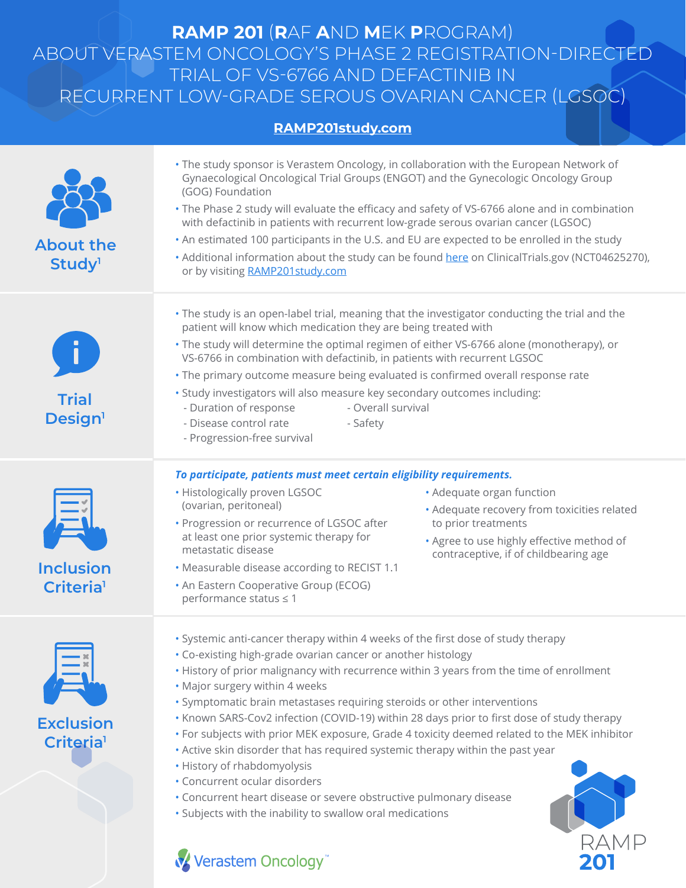# RAMP 201 (RAF AND MEK PROGRAM)

# ABOUT VERASTEM ONCOLOGY'S PHASE 2 REGISTRATION-DIRECTED TRIAL OF VS-6766 AND DEFACTINIB IN RECURRENT LOW-GRADE SEROUS OVARIAN CANCER (LGSOC)

**RAMP201study.com**

## About the Study[1]

- The study sponsor is Verastem Oncology, in collaboration with the European Network of Gynaecological Oncological Trial Groups (ENGOT) and the Gynecologic Oncology Group (GOG) Foundation
- The Phase 2 study will evaluate the efficacy and safety of VS-6766 alone and in combination with defactinib in patients with recurrent low-grade serous ovarian cancer (LGSOC)
- An estimated 100 participants in the U.S. and EU are expected to be enrolled in the study
- Additional information about the study can be found here on ClinicalTrials.gov (NCT04625270), or by visiting RAMP201study.com

## Trial Design[1]

- The study is an open-label trial, meaning that the investigator conducting the trial and the patient will know which medication they are being treated with
- The study will determine the optimal regimen of either VS-6766 alone (monotherapy), or VS-6766 in combination with defactinib, in patients with recurrent LGSOC
- The primary outcome measure being evaluated is confirmed overall response rate
- Study investigators will also measure key secondary outcomes including:
  - Duration of response
  - Disease control rate
  - Progression-free survival
  - Overall survival
  - Safety

## Inclusion Criteria[1]

***To participate, patients must meet certain eligibility requirements.***

- Histologically proven LGSOC (ovarian, peritoneal)
- Progression or recurrence of LGSOC after at least one prior systemic therapy for metastatic disease
- Measurable disease according to RECIST 1.1
- An Eastern Cooperative Group (ECOG) performance status ≤ 1
- Adequate organ function
- Adequate recovery from toxicities related to prior treatments
- Agree to use highly effective method of contraceptive, if of childbearing age

## Exclusion Criteria[1]

- Systemic anti-cancer therapy within 4 weeks of the first dose of study therapy
- Co-existing high-grade ovarian cancer or another histology
- History of prior malignancy with recurrence within 3 years from the time of enrollment
- Major surgery within 4 weeks
- Symptomatic brain metastases requiring steroids or other interventions
- Known SARS-Cov2 infection (COVID-19) within 28 days prior to first dose of study therapy
- For subjects with prior MEK exposure, Grade 4 toxicity deemed related to the MEK inhibitor
- Active skin disorder that has required systemic therapy within the past year
- History of rhabdomyolysis
- Concurrent ocular disorders
- Concurrent heart disease or severe obstructive pulmonary disease
- Subjects with the inability to swallow oral medications

Verastem Oncology™

RAMP 201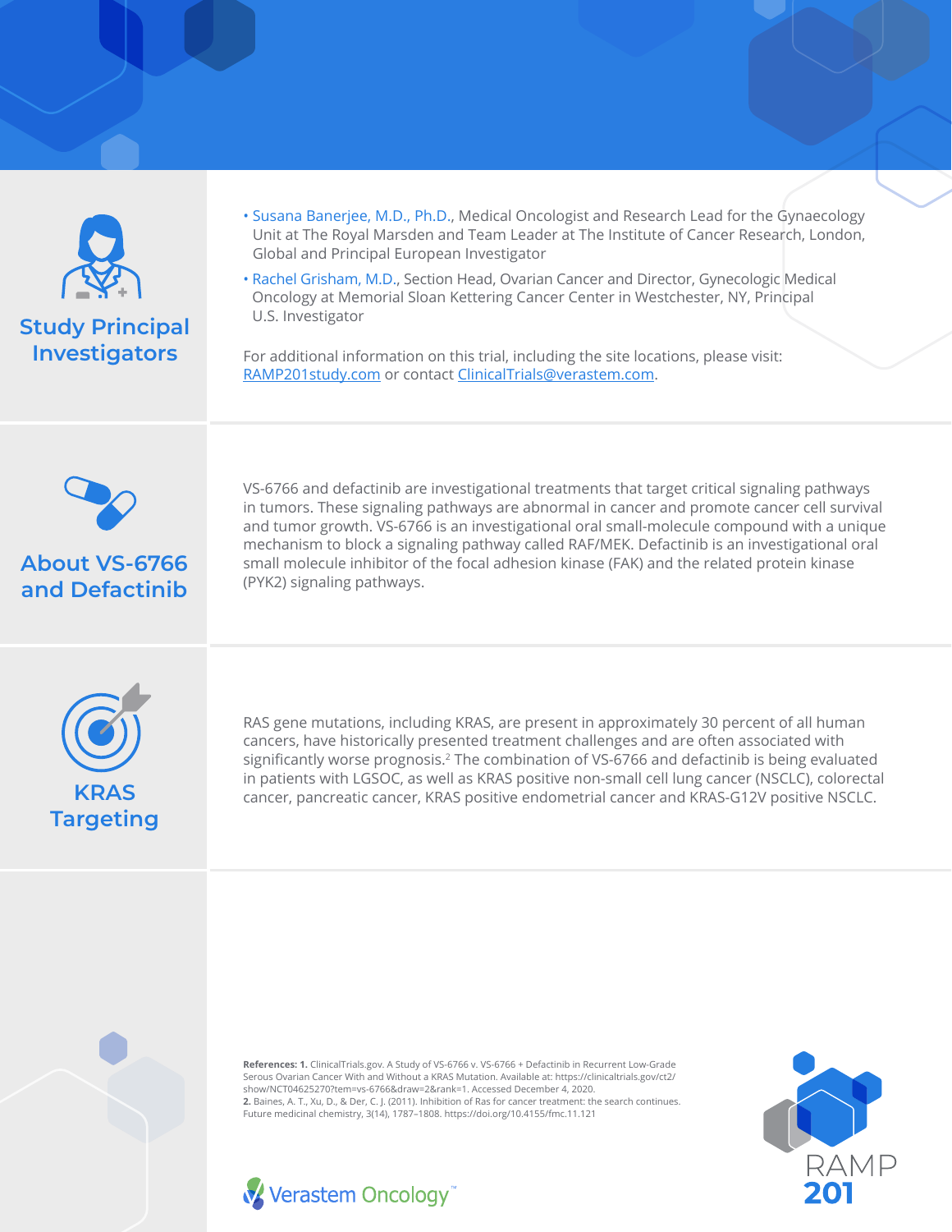## Study Principal Investigators

- Susana Banerjee, M.D., Ph.D., Medical Oncologist and Research Lead for the Gynaecology Unit at The Royal Marsden and Team Leader at The Institute of Cancer Research, London, Global and Principal European Investigator
- Rachel Grisham, M.D., Section Head, Ovarian Cancer and Director, Gynecologic Medical Oncology at Memorial Sloan Kettering Cancer Center in Westchester, NY, Principal U.S. Investigator

For additional information on this trial, including the site locations, please visit: RAMP201study.com or contact ClinicalTrials@verastem.com.

## About VS-6766 and Defactinib

VS-6766 and defactinib are investigational treatments that target critical signaling pathways in tumors. These signaling pathways are abnormal in cancer and promote cancer cell survival and tumor growth. VS-6766 is an investigational oral small-molecule compound with a unique mechanism to block a signaling pathway called RAF/MEK. Defactinib is an investigational oral small molecule inhibitor of the focal adhesion kinase (FAK) and the related protein kinase (PYK2) signaling pathways.

## KRAS Targeting

RAS gene mutations, including KRAS, are present in approximately 30 percent of all human cancers, have historically presented treatment challenges and are often associated with significantly worse prognosis.[2] The combination of VS-6766 and defactinib is being evaluated in patients with LGSOC, as well as KRAS positive non-small cell lung cancer (NSCLC), colorectal cancer, pancreatic cancer, KRAS positive endometrial cancer and KRAS-G12V positive NSCLC.

**References: 1.** ClinicalTrials.gov. A Study of VS-6766 v. VS-6766 + Defactinib in Recurrent Low-Grade Serous Ovarian Cancer With and Without a KRAS Mutation. Available at: https://clinicaltrials.gov/ct2/show/NCT04625270?term=vs-6766&draw=2&rank=1. Accessed December 4, 2020.
**2.** Baines, A. T., Xu, D., & Der, C. J. (2011). Inhibition of Ras for cancer treatment: the search continues. Future medicinal chemistry, 3(14), 1787–1808. https://doi.org/10.4155/fmc.11.121

Verastem Oncology™

RAMP 201